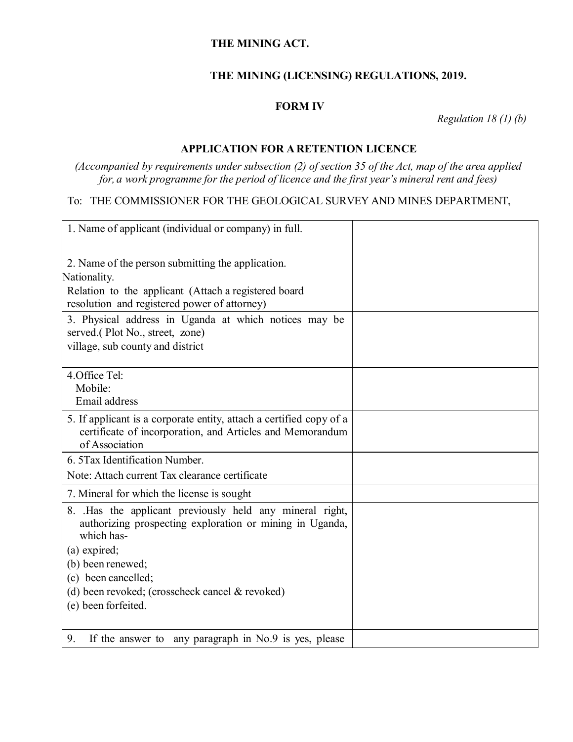**THE MINING ACT.**

**THE MINING (LICENSING) REGULATIONS, 2019.**

**FORM IV**

*Regulation 18 (1) (b)*

**APPLICATION FOR A RETENTION LICENCE**

*(Accompanied by requirements under subsection (2) of section 35 of the Act, map of the area applied for, a work programme for the period of licence and the first year's mineral rent and fees)*

To: THE COMMISSIONER FOR THE GEOLOGICAL SURVEY AND MINES DEPARTMENT,

| | |
|---|---|
| 1. Name of applicant (individual or company) in full. | |
| 2. Name of the person submitting the application.<br>Nationality.<br>Relation to the applicant (Attach a registered board resolution and registered power of attorney) | |
| 3. Physical address in Uganda at which notices may be served.( Plot No., street, zone)<br>village, sub county and district | |
| 4.Office Tel:<br>Mobile:<br>Email address | |
| 5. If applicant is a corporate entity, attach a certified copy of a certificate of incorporation, and Articles and Memorandum of Association | |
| 6. 5Tax Identification Number.<br>Note: Attach current Tax clearance certificate | |
| 7. Mineral for which the license is sought | |
| 8. .Has the applicant previously held any mineral right, authorizing prospecting exploration or mining in Uganda, which has-<br>(a) expired;<br>(b) been renewed;<br>(c) been cancelled;<br>(d) been revoked; (crosscheck cancel & revoked)<br>(e) been forfeited. | |
| 9. If the answer to any paragraph in No.9 is yes, please | |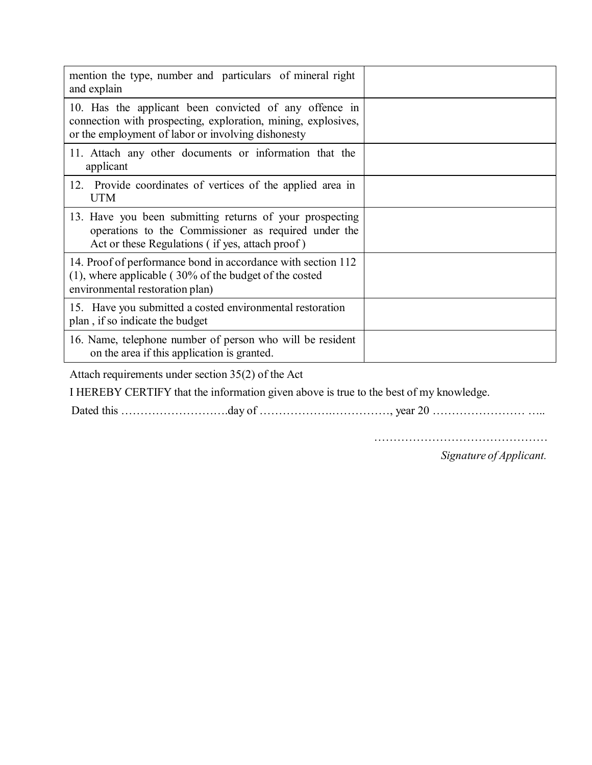| | |
|---|---|
| mention the type, number and particulars of mineral right and explain | |
| 10. Has the applicant been convicted of any offence in connection with prospecting, exploration, mining, explosives, or the employment of labor or involving dishonesty | |
| 11. Attach any other documents or information that the applicant | |
| 12. Provide coordinates of vertices of the applied area in UTM | |
| 13. Have you been submitting returns of your prospecting operations to the Commissioner as required under the Act or these Regulations ( if yes, attach proof ) | |
| 14. Proof of performance bond in accordance with section 112 (1), where applicable ( 30% of the budget of the costed environmental restoration plan) | |
| 15. Have you submitted a costed environmental restoration plan , if so indicate the budget | |
| 16. Name, telephone number of person who will be resident on the area if this application is granted. | |

Attach requirements under section 35(2) of the Act

I HEREBY CERTIFY that the information given above is true to the best of my knowledge.

Dated this ……………………….day of ……………….……………, year 20 …………………… …..

………………………………………

*Signature of Applicant.*